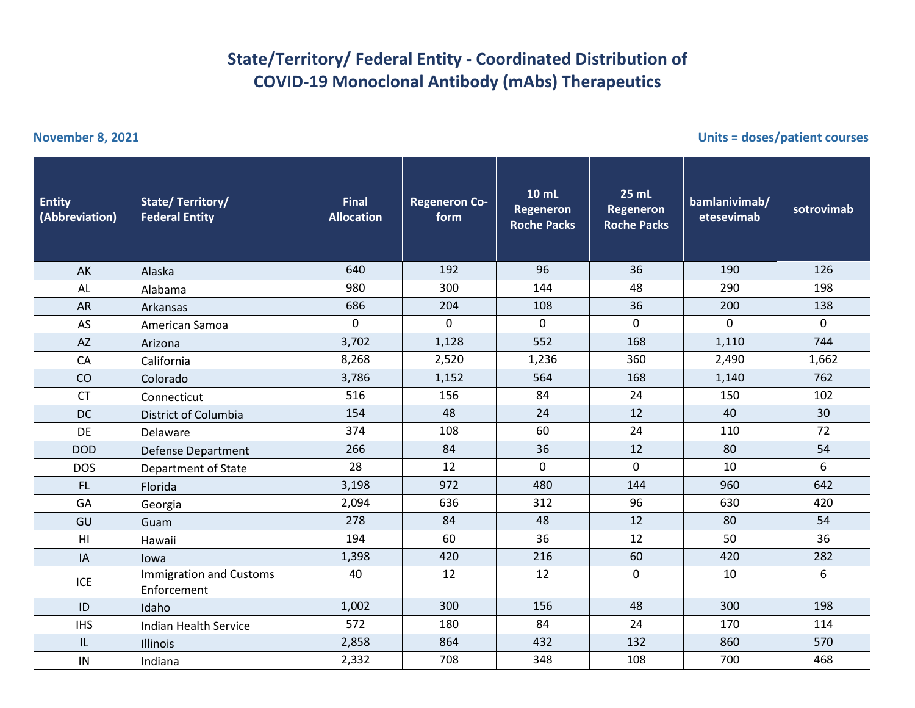# State/Territory/ Federal Entity - Coordinated Distribution of COVID-19 Monoclonal Antibody (mAbs) Therapeutics

**November 8, 2021** 

**Units = doses/patient courses**

| Entity (Abbreviation) | State/ Territory/ Federal Entity | Final Allocation | Regeneron Co-form | 10 mL Regeneron Roche Packs | 25 mL Regeneron Roche Packs | bamlanivimab/ etesevimab | sotrovimab |
|---|---|---|---|---|---|---|---|
| AK | Alaska | 640 | 192 | 96 | 36 | 190 | 126 |
| AL | Alabama | 980 | 300 | 144 | 48 | 290 | 198 |
| AR | Arkansas | 686 | 204 | 108 | 36 | 200 | 138 |
| AS | American Samoa | 0 | 0 | 0 | 0 | 0 | 0 |
| AZ | Arizona | 3,702 | 1,128 | 552 | 168 | 1,110 | 744 |
| CA | California | 8,268 | 2,520 | 1,236 | 360 | 2,490 | 1,662 |
| CO | Colorado | 3,786 | 1,152 | 564 | 168 | 1,140 | 762 |
| CT | Connecticut | 516 | 156 | 84 | 24 | 150 | 102 |
| DC | District of Columbia | 154 | 48 | 24 | 12 | 40 | 30 |
| DE | Delaware | 374 | 108 | 60 | 24 | 110 | 72 |
| DOD | Defense Department | 266 | 84 | 36 | 12 | 80 | 54 |
| DOS | Department of State | 28 | 12 | 0 | 0 | 10 | 6 |
| FL | Florida | 3,198 | 972 | 480 | 144 | 960 | 642 |
| GA | Georgia | 2,094 | 636 | 312 | 96 | 630 | 420 |
| GU | Guam | 278 | 84 | 48 | 12 | 80 | 54 |
| HI | Hawaii | 194 | 60 | 36 | 12 | 50 | 36 |
| IA | Iowa | 1,398 | 420 | 216 | 60 | 420 | 282 |
| ICE | Immigration and Customs Enforcement | 40 | 12 | 12 | 0 | 10 | 6 |
| ID | Idaho | 1,002 | 300 | 156 | 48 | 300 | 198 |
| IHS | Indian Health Service | 572 | 180 | 84 | 24 | 170 | 114 |
| IL | Illinois | 2,858 | 864 | 432 | 132 | 860 | 570 |
| IN | Indiana | 2,332 | 708 | 348 | 108 | 700 | 468 |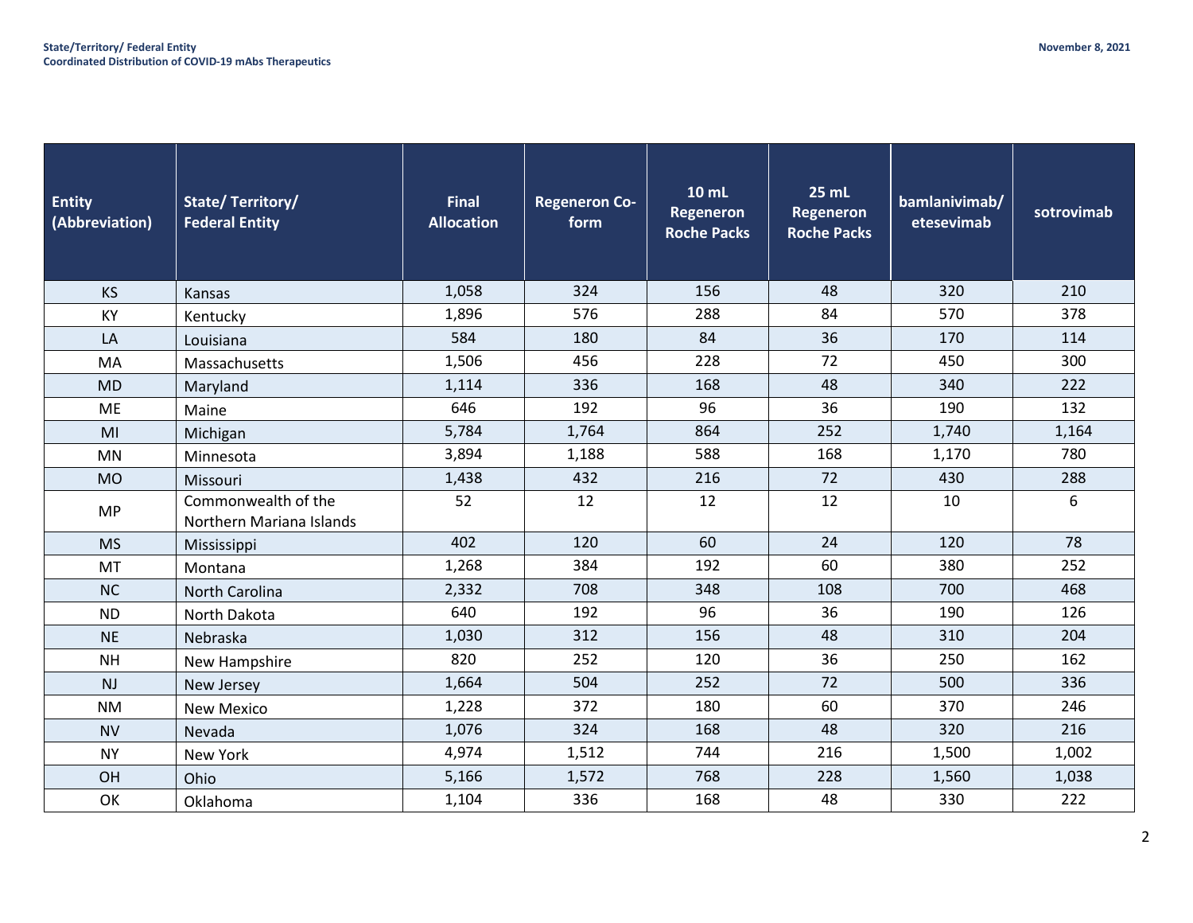| Entity (Abbreviation) | State/ Territory/ Federal Entity | Final Allocation | Regeneron Co-form | 10 mL Regeneron Roche Packs | 25 mL Regeneron Roche Packs | bamlanivimab/ etesevimab | sotrovimab |
|---|---|---|---|---|---|---|---|
| KS | Kansas | 1,058 | 324 | 156 | 48 | 320 | 210 |
| KY | Kentucky | 1,896 | 576 | 288 | 84 | 570 | 378 |
| LA | Louisiana | 584 | 180 | 84 | 36 | 170 | 114 |
| MA | Massachusetts | 1,506 | 456 | 228 | 72 | 450 | 300 |
| MD | Maryland | 1,114 | 336 | 168 | 48 | 340 | 222 |
| ME | Maine | 646 | 192 | 96 | 36 | 190 | 132 |
| MI | Michigan | 5,784 | 1,764 | 864 | 252 | 1,740 | 1,164 |
| MN | Minnesota | 3,894 | 1,188 | 588 | 168 | 1,170 | 780 |
| MO | Missouri | 1,438 | 432 | 216 | 72 | 430 | 288 |
| MP | Commonwealth of the Northern Mariana Islands | 52 | 12 | 12 | 12 | 10 | 6 |
| MS | Mississippi | 402 | 120 | 60 | 24 | 120 | 78 |
| MT | Montana | 1,268 | 384 | 192 | 60 | 380 | 252 |
| NC | North Carolina | 2,332 | 708 | 348 | 108 | 700 | 468 |
| ND | North Dakota | 640 | 192 | 96 | 36 | 190 | 126 |
| NE | Nebraska | 1,030 | 312 | 156 | 48 | 310 | 204 |
| NH | New Hampshire | 820 | 252 | 120 | 36 | 250 | 162 |
| NJ | New Jersey | 1,664 | 504 | 252 | 72 | 500 | 336 |
| NM | New Mexico | 1,228 | 372 | 180 | 60 | 370 | 246 |
| NV | Nevada | 1,076 | 324 | 168 | 48 | 320 | 216 |
| NY | New York | 4,974 | 1,512 | 744 | 216 | 1,500 | 1,002 |
| OH | Ohio | 5,166 | 1,572 | 768 | 228 | 1,560 | 1,038 |
| OK | Oklahoma | 1,104 | 336 | 168 | 48 | 330 | 222 |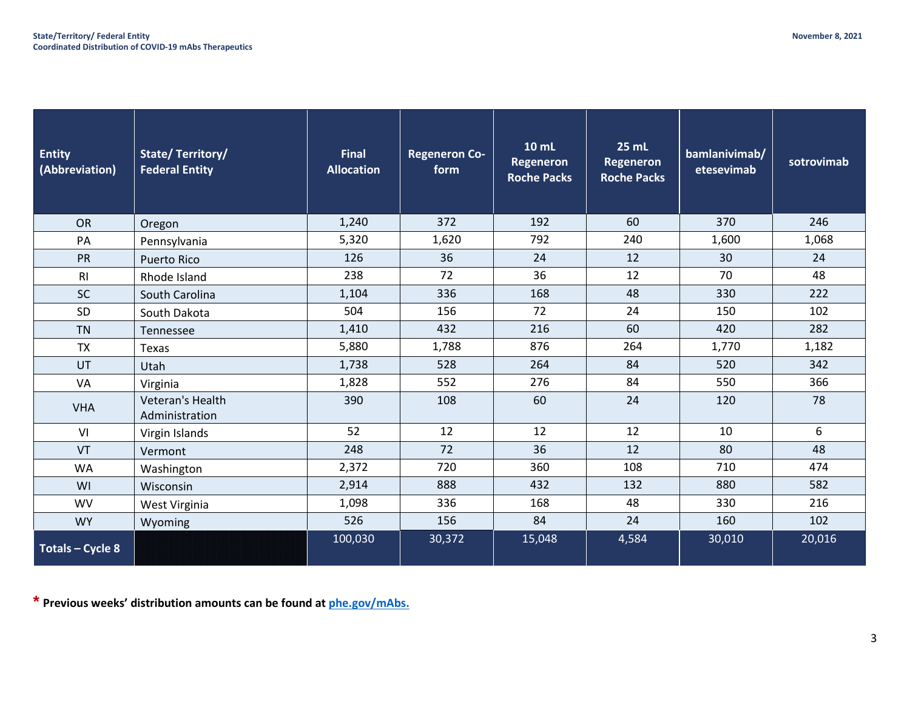| Entity (Abbreviation) | State/ Territory/ Federal Entity | Final Allocation | Regeneron Co-form | 10 mL Regeneron Roche Packs | 25 mL Regeneron Roche Packs | bamlanivimab/ etesevimab | sotrovimab |
|---|---|---|---|---|---|---|---|
| OR | Oregon | 1,240 | 372 | 192 | 60 | 370 | 246 |
| PA | Pennsylvania | 5,320 | 1,620 | 792 | 240 | 1,600 | 1,068 |
| PR | Puerto Rico | 126 | 36 | 24 | 12 | 30 | 24 |
| RI | Rhode Island | 238 | 72 | 36 | 12 | 70 | 48 |
| SC | South Carolina | 1,104 | 336 | 168 | 48 | 330 | 222 |
| SD | South Dakota | 504 | 156 | 72 | 24 | 150 | 102 |
| TN | Tennessee | 1,410 | 432 | 216 | 60 | 420 | 282 |
| TX | Texas | 5,880 | 1,788 | 876 | 264 | 1,770 | 1,182 |
| UT | Utah | 1,738 | 528 | 264 | 84 | 520 | 342 |
| VA | Virginia | 1,828 | 552 | 276 | 84 | 550 | 366 |
| VHA | Veteran's Health Administration | 390 | 108 | 60 | 24 | 120 | 78 |
| VI | Virgin Islands | 52 | 12 | 12 | 12 | 10 | 6 |
| VT | Vermont | 248 | 72 | 36 | 12 | 80 | 48 |
| WA | Washington | 2,372 | 720 | 360 | 108 | 710 | 474 |
| WI | Wisconsin | 2,914 | 888 | 432 | 132 | 880 | 582 |
| WV | West Virginia | 1,098 | 336 | 168 | 48 | 330 | 216 |
| WY | Wyoming | 526 | 156 | 84 | 24 | 160 | 102 |
| **Totals – Cycle 8** | | 100,030 | 30,372 | 15,048 | 4,584 | 30,010 | 20,016 |

**\* Previous weeks' distribution amounts can be found at [phe.gov/mAbs.](phe.gov/mAbs)**